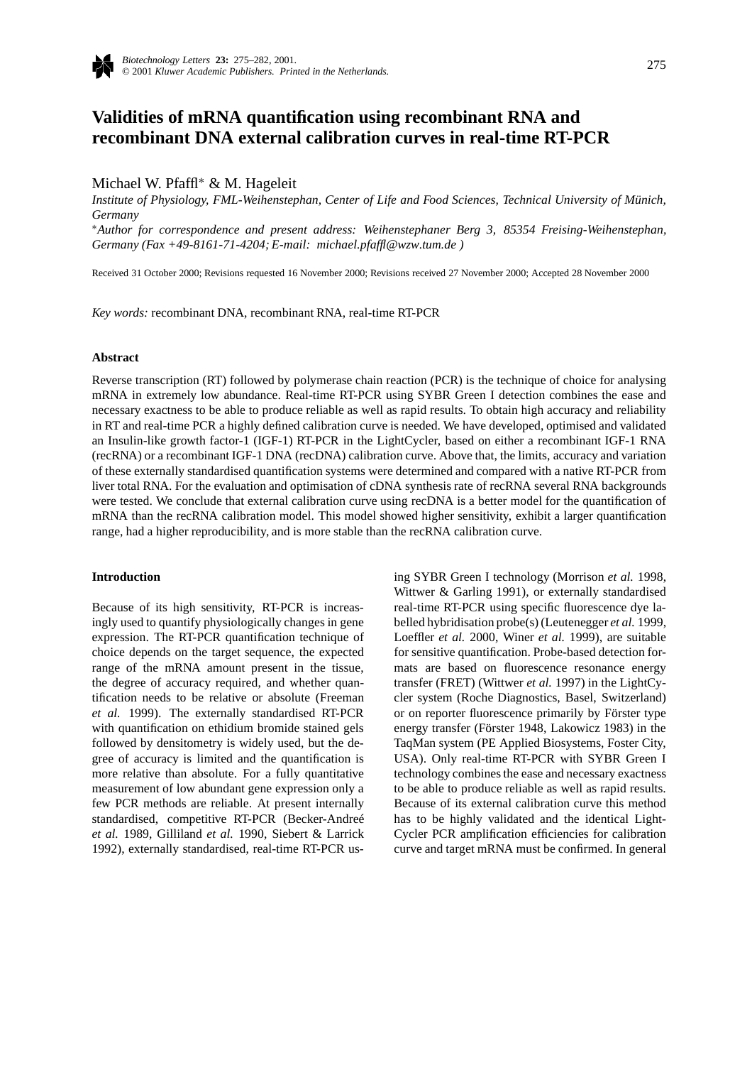# Validities of mRNA quantification using recombinant RNA and recombinant DNA external calibration curves in real-time RT-PCR

Michael W. Pfaffl* & M. Hageleit

*Institute of Physiology, FML-Weihenstephan, Center of Life and Food Sciences, Technical University of Münich, Germany*

**Author for correspondence and present address: Weihenstephaner Berg 3, 85354 Freising-Weihenstephan, Germany (Fax +49-8161-71-4204; E-mail: michael.pfaffl@wzw.tum.de )*

Received 31 October 2000; Revisions requested 16 November 2000; Revisions received 27 November 2000; Accepted 28 November 2000

*Key words:* recombinant DNA, recombinant RNA, real-time RT-PCR

## Abstract

Reverse transcription (RT) followed by polymerase chain reaction (PCR) is the technique of choice for analysing mRNA in extremely low abundance. Real-time RT-PCR using SYBR Green I detection combines the ease and necessary exactness to be able to produce reliable as well as rapid results. To obtain high accuracy and reliability in RT and real-time PCR a highly defined calibration curve is needed. We have developed, optimised and validated an Insulin-like growth factor-1 (IGF-1) RT-PCR in the LightCycler, based on either a recombinant IGF-1 RNA (recRNA) or a recombinant IGF-1 DNA (recDNA) calibration curve. Above that, the limits, accuracy and variation of these externally standardised quantification systems were determined and compared with a native RT-PCR from liver total RNA. For the evaluation and optimisation of cDNA synthesis rate of recRNA several RNA backgrounds were tested. We conclude that external calibration curve using recDNA is a better model for the quantification of mRNA than the recRNA calibration model. This model showed higher sensitivity, exhibit a larger quantification range, had a higher reproducibility, and is more stable than the recRNA calibration curve.

## Introduction

Because of its high sensitivity, RT-PCR is increasingly used to quantify physiologically changes in gene expression. The RT-PCR quantification technique of choice depends on the target sequence, the expected range of the mRNA amount present in the tissue, the degree of accuracy required, and whether quantification needs to be relative or absolute (Freeman *et al.* 1999). The externally standardised RT-PCR with quantification on ethidium bromide stained gels followed by densitometry is widely used, but the degree of accuracy is limited and the quantification is more relative than absolute. For a fully quantitative measurement of low abundant gene expression only a few PCR methods are reliable. At present internally standardised, competitive RT-PCR (Becker-Andreé *et al.* 1989, Gilliland *et al.* 1990, Siebert & Larrick 1992), externally standardised, real-time RT-PCR using SYBR Green I technology (Morrison *et al.* 1998, Wittwer & Garling 1991), or externally standardised real-time RT-PCR using specific fluorescence dye labelled hybridisation probe(s) (Leutenegger *et al.* 1999, Loeffler *et al.* 2000, Winer *et al.* 1999), are suitable for sensitive quantification. Probe-based detection formats are based on fluorescence resonance energy transfer (FRET) (Wittwer *et al.* 1997) in the LightCycler system (Roche Diagnostics, Basel, Switzerland) or on reporter fluorescence primarily by Förster type energy transfer (Förster 1948, Lakowicz 1983) in the TaqMan system (PE Applied Biosystems, Foster City, USA). Only real-time RT-PCR with SYBR Green I technology combines the ease and necessary exactness to be able to produce reliable as well as rapid results. Because of its external calibration curve this method has to be highly validated and the identical LightCycler PCR amplification efficiencies for calibration curve and target mRNA must be confirmed. In general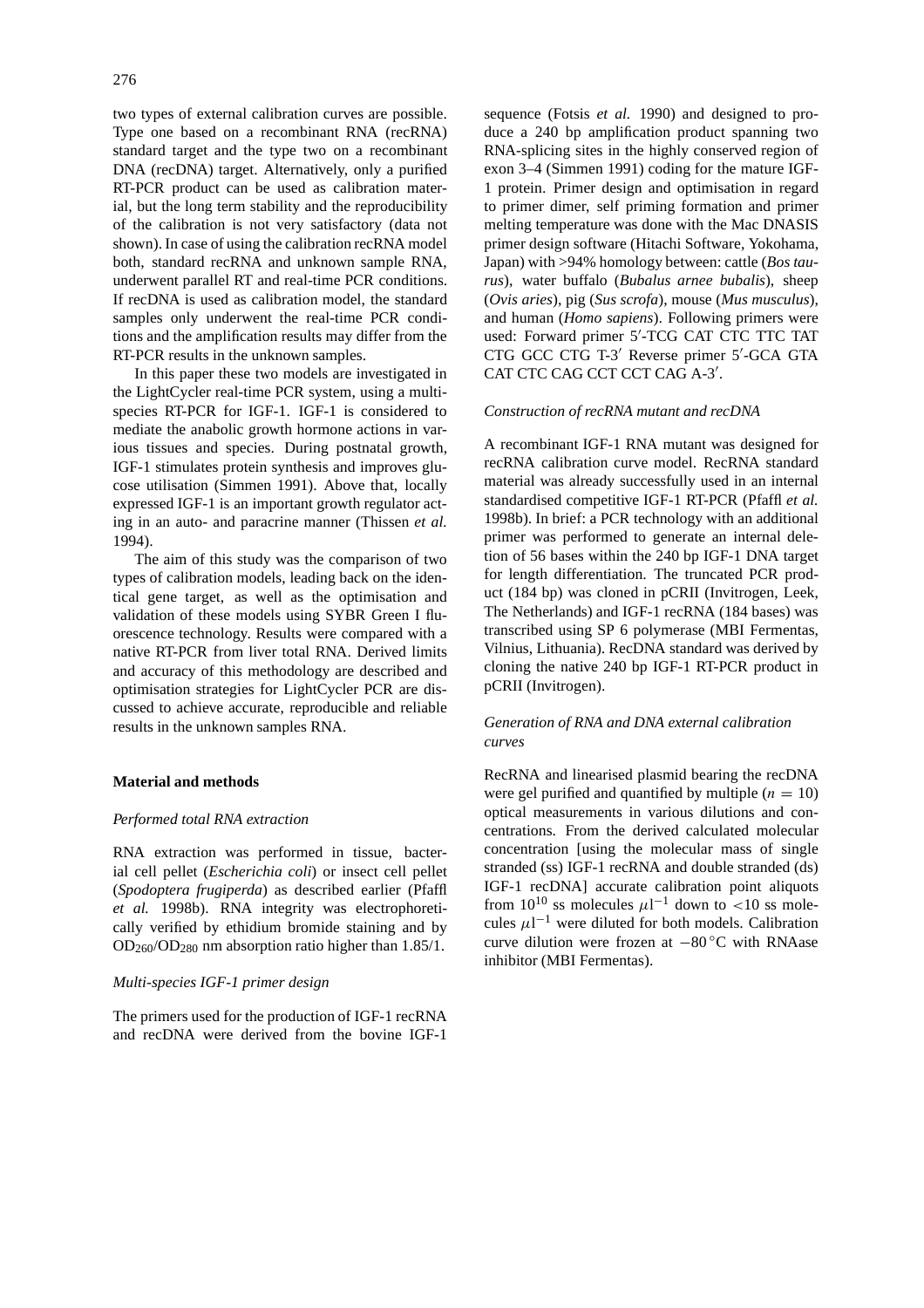two types of external calibration curves are possible. Type one based on a recombinant RNA (recRNA) standard target and the type two on a recombinant DNA (recDNA) target. Alternatively, only a purified RT-PCR product can be used as calibration material, but the long term stability and the reproducibility of the calibration is not very satisfactory (data not shown). In case of using the calibration recRNA model both, standard recRNA and unknown sample RNA, underwent parallel RT and real-time PCR conditions. If recDNA is used as calibration model, the standard samples only underwent the real-time PCR conditions and the amplification results may differ from the RT-PCR results in the unknown samples.

In this paper these two models are investigated in the LightCycler real-time PCR system, using a multi-species RT-PCR for IGF-1. IGF-1 is considered to mediate the anabolic growth hormone actions in various tissues and species. During postnatal growth, IGF-1 stimulates protein synthesis and improves glucose utilisation (Simmen 1991). Above that, locally expressed IGF-1 is an important growth regulator acting in an auto- and paracrine manner (Thissen *et al.* 1994).

The aim of this study was the comparison of two types of calibration models, leading back on the identical gene target, as well as the optimisation and validation of these models using SYBR Green I fluorescence technology. Results were compared with a native RT-PCR from liver total RNA. Derived limits and accuracy of this methodology are described and optimisation strategies for LightCycler PCR are discussed to achieve accurate, reproducible and reliable results in the unknown samples RNA.

## Material and methods

### *Performed total RNA extraction*

RNA extraction was performed in tissue, bacterial cell pellet (*Escherichia coli*) or insect cell pellet (*Spodoptera frugiperda*) as described earlier (Pfaffl *et al.* 1998b). RNA integrity was electrophoretically verified by ethidium bromide staining and by $OD_{260}/OD_{280}$ nm absorption ratio higher than 1.85/1.

### *Multi-species IGF-1 primer design*

The primers used for the production of IGF-1 recRNA and recDNA were derived from the bovine IGF-1 sequence (Fotsis *et al.* 1990) and designed to produce a 240 bp amplification product spanning two RNA-splicing sites in the highly conserved region of exon 3–4 (Simmen 1991) coding for the mature IGF-1 protein. Primer design and optimisation in regard to primer dimer, self priming formation and primer melting temperature was done with the Mac DNASIS primer design software (Hitachi Software, Yokohama, Japan) with >94% homology between: cattle (*Bos taurus*), water buffalo (*Bubalus arnee bubalis*), sheep (*Ovis aries*), pig (*Sus scrofa*), mouse (*Mus musculus*), and human (*Homo sapiens*). Following primers were used: Forward primer 5′-TCG CAT CTC TTC TAT CTG GCC CTG T-3′ Reverse primer 5′-GCA GTA CAT CTC CAG CCT CCT CAG A-3′.

### *Construction of recRNA mutant and recDNA*

A recombinant IGF-1 RNA mutant was designed for recRNA calibration curve model. RecRNA standard material was already successfully used in an internal standardised competitive IGF-1 RT-PCR (Pfaffl *et al.* 1998b). In brief: a PCR technology with an additional primer was performed to generate an internal deletion of 56 bases within the 240 bp IGF-1 DNA target for length differentiation. The truncated PCR product (184 bp) was cloned in pCRII (Invitrogen, Leek, The Netherlands) and IGF-1 recRNA (184 bases) was transcribed using SP 6 polymerase (MBI Fermentas, Vilnius, Lithuania). RecDNA standard was derived by cloning the native 240 bp IGF-1 RT-PCR product in pCRII (Invitrogen).

### *Generation of RNA and DNA external calibration curves*

RecRNA and linearised plasmid bearing the recDNA were gel purified and quantified by multiple ($n = 10$) optical measurements in various dilutions and concentrations. From the derived calculated molecular concentration [using the molecular mass of single stranded (ss) IGF-1 recRNA and double stranded (ds) IGF-1 recDNA] accurate calibration point aliquots from $10^{10}$ ss molecules $\mu l^{-1}$ down to <10 ss molecules $\mu l^{-1}$ were diluted for both models. Calibration curve dilution were frozen at $-80\,^{\circ}C$ with RNAase inhibitor (MBI Fermentas).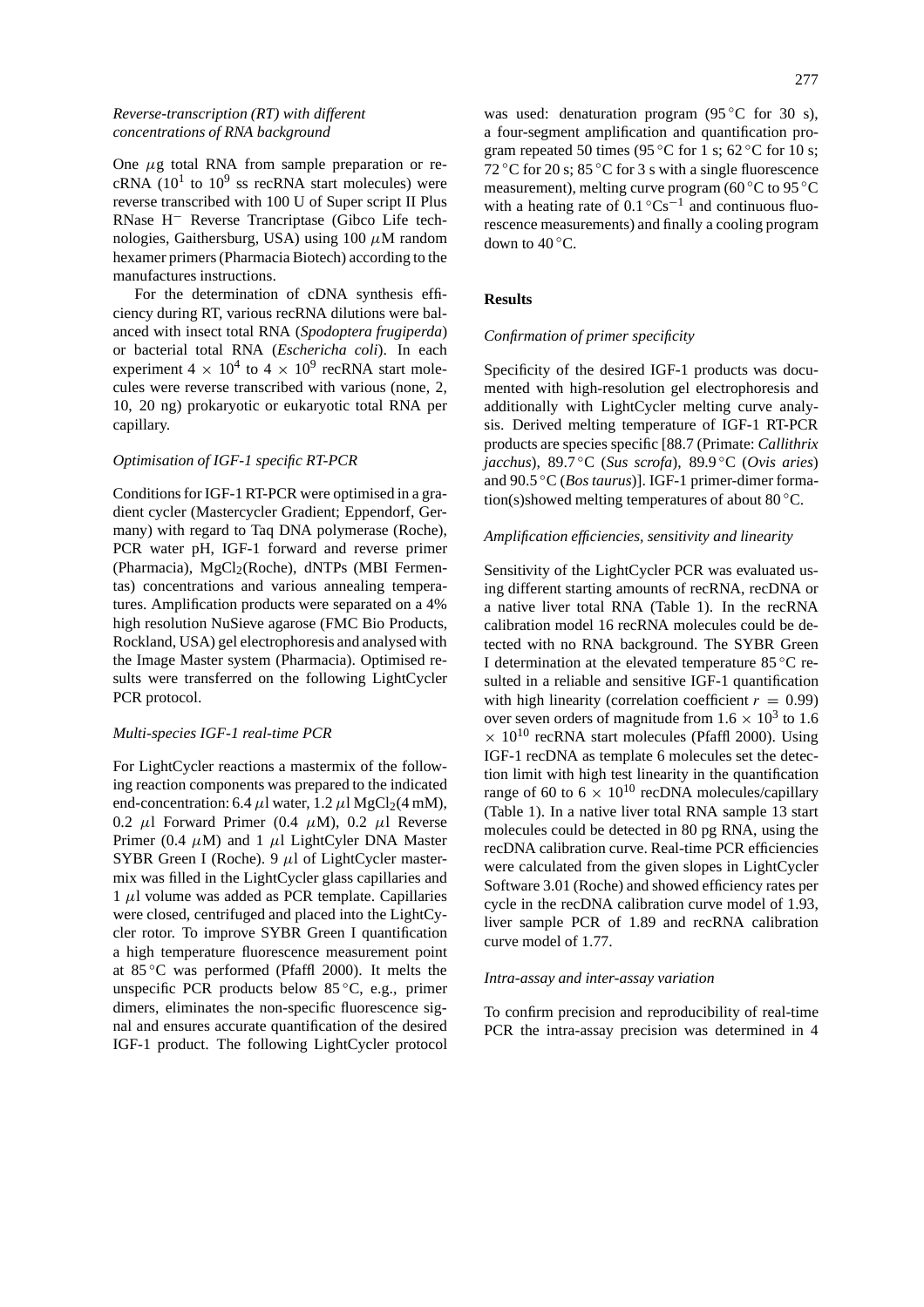*Reverse-transcription (RT) with different concentrations of RNA background*

One $\mu$g total RNA from sample preparation or recRNA ($10^1$ to $10^9$ ss recRNA start molecules) were reverse transcribed with 100 U of Super script II Plus RNase H$^-$ Reverse Trancriptase (Gibco Life technologies, Gaithersburg, USA) using 100 $\mu$M random hexamer primers (Pharmacia Biotech) according to the manufactures instructions.

For the determination of cDNA synthesis efficiency during RT, various recRNA dilutions were balanced with insect total RNA (*Spodoptera frugiperda*) or bacterial total RNA (*Eschericha coli*). In each experiment $4 \times 10^4$ to $4 \times 10^9$ recRNA start molecules were reverse transcribed with various (none, 2, 10, 20 ng) prokaryotic or eukaryotic total RNA per capillary.

*Optimisation of IGF-1 specific RT-PCR*

Conditions for IGF-1 RT-PCR were optimised in a gradient cycler (Mastercycler Gradient; Eppendorf, Germany) with regard to Taq DNA polymerase (Roche), PCR water pH, IGF-1 forward and reverse primer (Pharmacia), $MgCl_2$(Roche), dNTPs (MBI Fermentas) concentrations and various annealing temperatures. Amplification products were separated on a 4% high resolution NuSieve agarose (FMC Bio Products, Rockland, USA) gel electrophoresis and analysed with the Image Master system (Pharmacia). Optimised results were transferred on the following LightCycler PCR protocol.

*Multi-species IGF-1 real-time PCR*

For LightCycler reactions a mastermix of the following reaction components was prepared to the indicated end-concentration: 6.4 $\mu$l water, 1.2 $\mu$l $MgCl_2$(4 mM), 0.2 $\mu$l Forward Primer (0.4 $\mu$M), 0.2 $\mu$l Reverse Primer (0.4 $\mu$M) and 1 $\mu$l LightCyler DNA Master SYBR Green I (Roche). 9 $\mu$l of LightCycler mastermix was filled in the LightCycler glass capillaries and 1 $\mu$l volume was added as PCR template. Capillaries were closed, centrifuged and placed into the LightCycler rotor. To improve SYBR Green I quantification a high temperature fluorescence measurement point at 85 °C was performed (Pfaffl 2000). It melts the unspecific PCR products below 85 °C, e.g., primer dimers, eliminates the non-specific fluorescence signal and ensures accurate quantification of the desired IGF-1 product. The following LightCycler protocol was used: denaturation program (95 °C for 30 s), a four-segment amplification and quantification program repeated 50 times (95 °C for 1 s; 62 °C for 10 s; 72 °C for 20 s; 85 °C for 3 s with a single fluorescence measurement), melting curve program (60 °C to 95 °C with a heating rate of 0.1 °Cs$^{-1}$ and continuous fluorescence measurements) and finally a cooling program down to 40 °C.

## Results

*Confirmation of primer specificity*

Specificity of the desired IGF-1 products was documented with high-resolution gel electrophoresis and additionally with LightCycler melting curve analysis. Derived melting temperature of IGF-1 RT-PCR products are species specific [88.7 (Primate: *Callithrix jacchus*), 89.7 °C (*Sus scrofa*), 89.9 °C (*Ovis aries*) and 90.5 °C (*Bos taurus*)]. IGF-1 primer-dimer formation(s)showed melting temperatures of about 80 °C.

*Amplification efficiencies, sensitivity and linearity*

Sensitivity of the LightCycler PCR was evaluated using different starting amounts of recRNA, recDNA or a native liver total RNA (Table 1). In the recRNA calibration model 16 recRNA molecules could be detected with no RNA background. The SYBR Green I determination at the elevated temperature 85 °C resulted in a reliable and sensitive IGF-1 quantification with high linearity (correlation coefficient $r = 0.99$) over seven orders of magnitude from $1.6 \times 10^3$ to 1.6 $\times$ $10^{10}$ recRNA start molecules (Pfaffl 2000). Using IGF-1 recDNA as template 6 molecules set the detection limit with high test linearity in the quantification range of 60 to $6 \times 10^{10}$ recDNA molecules/capillary (Table 1). In a native liver total RNA sample 13 start molecules could be detected in 80 pg RNA, using the recDNA calibration curve. Real-time PCR efficiencies were calculated from the given slopes in LightCycler Software 3.01 (Roche) and showed efficiency rates per cycle in the recDNA calibration curve model of 1.93, liver sample PCR of 1.89 and recRNA calibration curve model of 1.77.

*Intra-assay and inter-assay variation*

To confirm precision and reproducibility of real-time PCR the intra-assay precision was determined in 4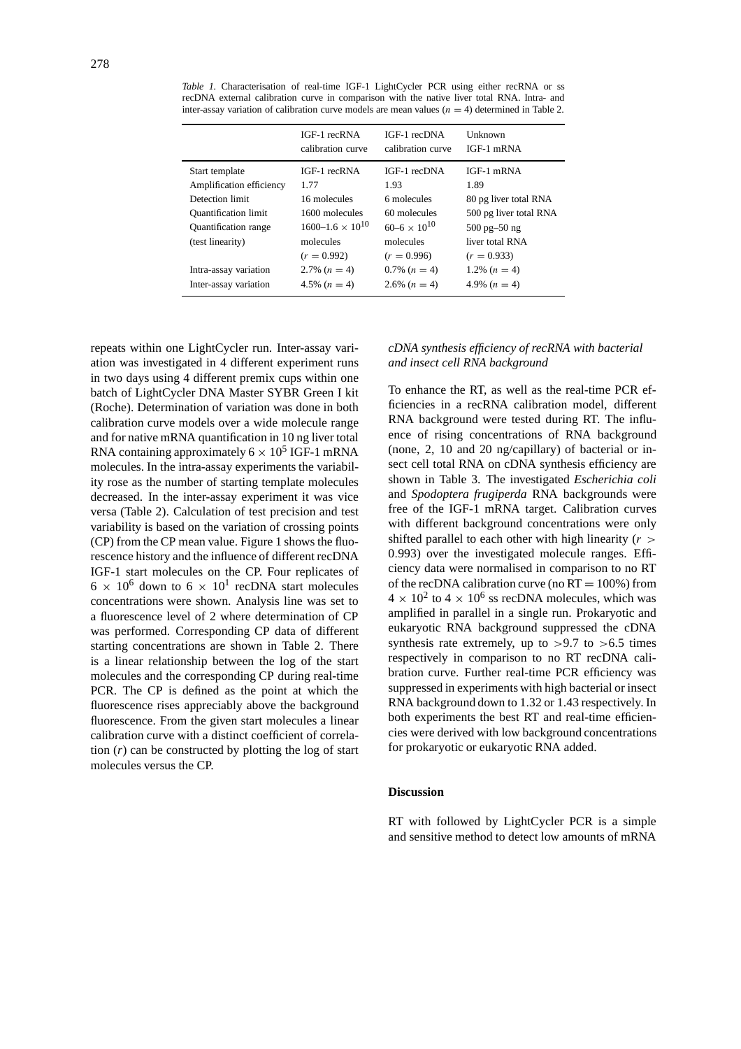*Table 1.* Characterisation of real-time IGF-1 LightCycler PCR using either recRNA or ss recDNA external calibration curve in comparison with the native liver total RNA. Intra- and inter-assay variation of calibration curve models are mean values ($n = 4$) determined in Table 2.

| | IGF-1 recRNA calibration curve | IGF-1 recDNA calibration curve | Unknown IGF-1 mRNA |
|---|---|---|---|
| Start template | IGF-1 recRNA | IGF-1 recDNA | IGF-1 mRNA |
| Amplification efficiency | 1.77 | 1.93 | 1.89 |
| Detection limit | 16 molecules | 6 molecules | 80 pg liver total RNA |
| Quantification limit | 1600 molecules | 60 molecules | 500 pg liver total RNA |
| Quantification range (test linearity) | $1600–1.6 \times 10^{10}$ molecules ($r = 0.992$) | $60–6 \times 10^{10}$ molecules ($r = 0.996$) | 500 pg–50 ng liver total RNA ($r = 0.933$) |
| Intra-assay variation | 2.7% ($n = 4$) | 0.7% ($n = 4$) | 1.2% ($n = 4$) |
| Inter-assay variation | 4.5% ($n = 4$) | 2.6% ($n = 4$) | 4.9% ($n = 4$) |

repeats within one LightCycler run. Inter-assay variation was investigated in 4 different experiment runs in two days using 4 different premix cups within one batch of LightCycler DNA Master SYBR Green I kit (Roche). Determination of variation was done in both calibration curve models over a wide molecule range and for native mRNA quantification in 10 ng liver total RNA containing approximately $6 \times 10^5$ IGF-1 mRNA molecules. In the intra-assay experiments the variability rose as the number of starting template molecules decreased. In the inter-assay experiment it was vice versa (Table 2). Calculation of test precision and test variability is based on the variation of crossing points (CP) from the CP mean value. Figure 1 shows the fluorescence history and the influence of different recDNA IGF-1 start molecules on the CP. Four replicates of $6 \times 10^6$ down to $6 \times 10^1$ recDNA start molecules concentrations were shown. Analysis line was set to a fluorescence level of 2 where determination of CP was performed. Corresponding CP data of different starting concentrations are shown in Table 2. There is a linear relationship between the log of the start molecules and the corresponding CP during real-time PCR. The CP is defined as the point at which the fluorescence rises appreciably above the background fluorescence. From the given start molecules a linear calibration curve with a distinct coefficient of correlation ($r$) can be constructed by plotting the log of start molecules versus the CP.

*cDNA synthesis efficiency of recRNA with bacterial and insect cell RNA background*

To enhance the RT, as well as the real-time PCR efficiencies in a recRNA calibration model, different RNA background were tested during RT. The influence of rising concentrations of RNA background (none, 2, 10 and 20 ng/capillary) of bacterial or insect cell total RNA on cDNA synthesis efficiency are shown in Table 3. The investigated *Escherichia coli* and *Spodoptera frugiperda* RNA backgrounds were free of the IGF-1 mRNA target. Calibration curves with different background concentrations were only shifted parallel to each other with high linearity ($r > 0.993$) over the investigated molecule ranges. Efficiency data were normalised in comparison to no RT of the recDNA calibration curve (no RT = 100%) from $4 \times 10^2$ to $4 \times 10^6$ ss recDNA molecules, which was amplified in parallel in a single run. Prokaryotic and eukaryotic RNA background suppressed the cDNA synthesis rate extremely, up to $>9.7$ to $>6.5$ times respectively in comparison to no RT recDNA calibration curve. Further real-time PCR efficiency was suppressed in experiments with high bacterial or insect RNA background down to 1.32 or 1.43 respectively. In both experiments the best RT and real-time efficiencies were derived with low background concentrations for prokaryotic or eukaryotic RNA added.

## Discussion

RT with followed by LightCycler PCR is a simple and sensitive method to detect low amounts of mRNA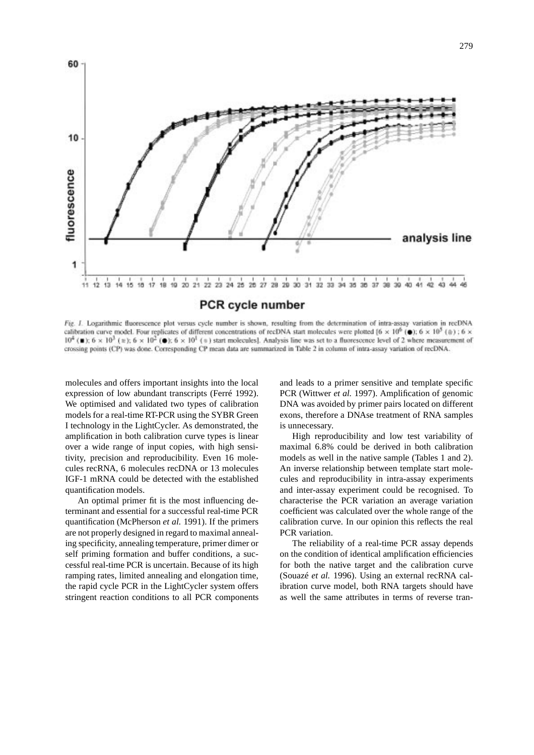*Fig. 1.* Logarithmic fluorescence plot versus cycle number is shown, resulting from the determination of intra-assay variation in recDNA calibration curve model. Four replicates of different concentrations of recDNA start molecules were plotted [$6 \times 10^6$ (●); $6 \times 10^5$ (○); $6 \times 10^4$ (■); $6 \times 10^3$ (□); $6 \times 10^2$ (●); $6 \times 10^1$ (○) start molecules]. Analysis line was set to a fluorescence level of 2 where measurement of crossing points (CP) was done. Corresponding CP mean data are summarized in Table 2 in column of intra-assay variation of recDNA.

molecules and offers important insights into the local expression of low abundant transcripts (Ferré 1992). We optimised and validated two types of calibration models for a real-time RT-PCR using the SYBR Green I technology in the LightCycler. As demonstrated, the amplification in both calibration curve types is linear over a wide range of input copies, with high sensitivity, precision and reproducibility. Even 16 molecules recRNA, 6 molecules recDNA or 13 molecules IGF-1 mRNA could be detected with the established quantification models.

An optimal primer fit is the most influencing determinant and essential for a successful real-time PCR quantification (McPherson *et al.* 1991). If the primers are not properly designed in regard to maximal annealing specificity, annealing temperature, primer dimer or self priming formation and buffer conditions, a successful real-time PCR is uncertain. Because of its high ramping rates, limited annealing and elongation time, the rapid cycle PCR in the LightCycler system offers stringent reaction conditions to all PCR components and leads to a primer sensitive and template specific PCR (Wittwer *et al.* 1997). Amplification of genomic DNA was avoided by primer pairs located on different exons, therefore a DNAse treatment of RNA samples is unnecessary.

High reproducibility and low test variability of maximal 6.8% could be derived in both calibration models as well in the native sample (Tables 1 and 2). An inverse relationship between template start molecules and reproducibility in intra-assay experiments and inter-assay experiment could be recognised. To characterise the PCR variation an average variation coefficient was calculated over the whole range of the calibration curve. In our opinion this reflects the real PCR variation.

The reliability of a real-time PCR assay depends on the condition of identical amplification efficiencies for both the native target and the calibration curve (Souazé *et al.* 1996). Using an external recRNA calibration curve model, both RNA targets should have as well the same attributes in terms of reverse tran-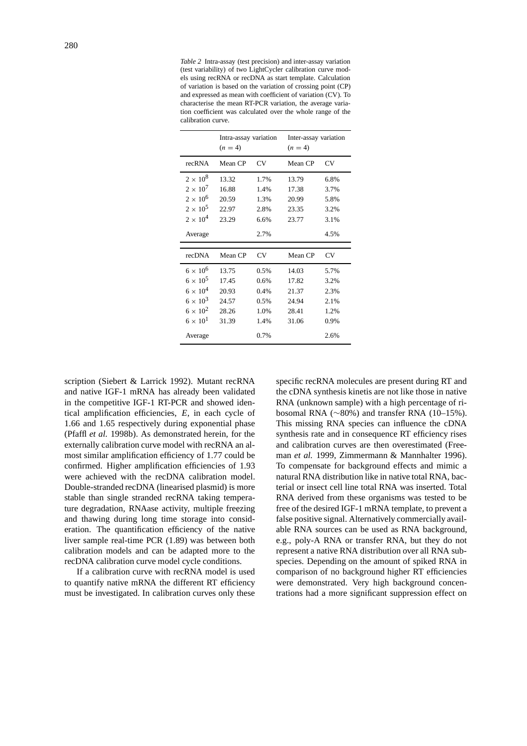*Table 2* Intra-assay (test precision) and inter-assay variation (test variability) of two LightCycler calibration curve models using recRNA or recDNA as start template. Calculation of variation is based on the variation of crossing point (CP) and expressed as mean with coefficient of variation (CV). To characterise the mean RT-PCR variation, the average variation coefficient was calculated over the whole range of the calibration curve.

| | Intra-assay variation ($n = 4$) | | Inter-assay variation ($n = 4$) | |
|---|---|---|---|---|
| recRNA | Mean CP | CV | Mean CP | CV |
| $2 \times 10^8$ | 13.32 | 1.7% | 13.79 | 6.8% |
| $2 \times 10^7$ | 16.88 | 1.4% | 17.38 | 3.7% |
| $2 \times 10^6$ | 20.59 | 1.3% | 20.99 | 5.8% |
| $2 \times 10^5$ | 22.97 | 2.8% | 23.35 | 3.2% |
| $2 \times 10^4$ | 23.29 | 6.6% | 23.77 | 3.1% |
| Average | | 2.7% | | 4.5% |
| recDNA | Mean CP | CV | Mean CP | CV |
| $6 \times 10^6$ | 13.75 | 0.5% | 14.03 | 5.7% |
| $6 \times 10^5$ | 17.45 | 0.6% | 17.82 | 3.2% |
| $6 \times 10^4$ | 20.93 | 0.4% | 21.37 | 2.3% |
| $6 \times 10^3$ | 24.57 | 0.5% | 24.94 | 2.1% |
| $6 \times 10^2$ | 28.26 | 1.0% | 28.41 | 1.2% |
| $6 \times 10^1$ | 31.39 | 1.4% | 31.06 | 0.9% |
| Average | | 0.7% | | 2.6% |

scription (Siebert & Larrick 1992). Mutant recRNA and native IGF-1 mRNA has already been validated in the competitive IGF-1 RT-PCR and showed identical amplification efficiencies, $E$, in each cycle of 1.66 and 1.65 respectively during exponential phase (Pfaffl *et al.* 1998b). As demonstrated herein, for the externally calibration curve model with recRNA an almost similar amplification efficiency of 1.77 could be confirmed. Higher amplification efficiencies of 1.93 were achieved with the recDNA calibration model. Double-stranded recDNA (linearised plasmid) is more stable than single stranded recRNA taking temperature degradation, RNAase activity, multiple freezing and thawing during long time storage into consideration. The quantification efficiency of the native liver sample real-time PCR (1.89) was between both calibration models and can be adapted more to the recDNA calibration curve model cycle conditions.

If a calibration curve with recRNA model is used to quantify native mRNA the different RT efficiency must be investigated. In calibration curves only these specific recRNA molecules are present during RT and the cDNA synthesis kinetis are not like those in native RNA (unknown sample) with a high percentage of ribosomal RNA (~80%) and transfer RNA (10–15%). This missing RNA species can influence the cDNA synthesis rate and in consequence RT efficiency rises and calibration curves are then overestimated (Freeman *et al.* 1999, Zimmermann & Mannhalter 1996). To compensate for background effects and mimic a natural RNA distribution like in native total RNA, bacterial or insect cell line total RNA was inserted. Total RNA derived from these organisms was tested to be free of the desired IGF-1 mRNA template, to prevent a false positive signal. Alternatively commercially available RNA sources can be used as RNA background, e.g., poly-A RNA or transfer RNA, but they do not represent a native RNA distribution over all RNA subspecies. Depending on the amount of spiked RNA in comparison of no background higher RT efficiencies were demonstrated. Very high background concentrations had a more significant suppression effect on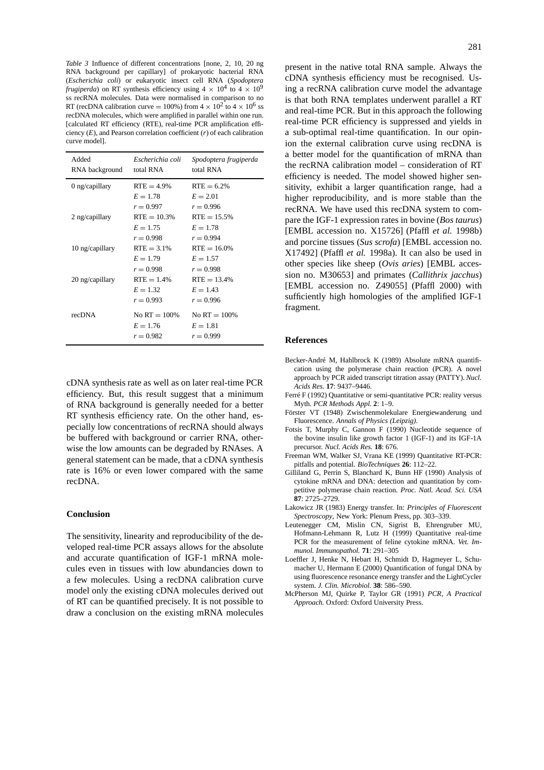*Table 3* Influence of different concentrations [none, 2, 10, 20 ng RNA background per capillary] of prokaryotic bacterial RNA (*Escherichia coli*) or eukaryotic insect cell RNA (*Spodoptera frugiperda*) on RT synthesis efficiency using $4 \times 10^4$ to $4 \times 10^9$ ss recRNA molecules. Data were normalised in comparison to no RT (recDNA calibration curve = 100%) from $4 \times 10^2$ to $4 \times 10^6$ ss recDNA molecules, which were amplified in parallel within one run. [calculated RT efficiency (RTE), real-time PCR amplification efficiency ($E$), and Pearson correlation coefficient ($r$) of each calibration curve model].

| Added RNA background | *Escherichia coli* total RNA | *Spodoptera frugiperda* total RNA |
|---|---|---|
| 0 ng/capillary | RTE = 4.9% | RTE = 6.2% |
| | $E = 1.78$ | $E = 2.01$ |
| | $r = 0.997$ | $r = 0.996$ |
| 2 ng/capillary | RTE = 10.3% | RTE = 15.5% |
| | $E = 1.75$ | $E = 1.78$ |
| | $r = 0.998$ | $r = 0.994$ |
| 10 ng/capillary | RTE = 3.1% | RTE = 16.0% |
| | $E = 1.79$ | $E = 1.57$ |
| | $r = 0.998$ | $r = 0.998$ |
| 20 ng/capillary | RTE = 1.4% | RTE = 13.4% |
| | $E = 1.32$ | $E = 1.43$ |
| | $r = 0.993$ | $r = 0.996$ |
| recDNA | No RT = 100% | No RT = 100% |
| | $E = 1.76$ | $E = 1.81$ |
| | $r = 0.982$ | $r = 0.999$ |

cDNA synthesis rate as well as on later real-time PCR efficiency. But, this result suggest that a minimum of RNA background is generally needed for a better RT synthesis efficiency rate. On the other hand, especially low concentrations of recRNA should always be buffered with background or carrier RNA, otherwise the low amounts can be degraded by RNAses. A general statement can be made, that a cDNA synthesis rate is 16% or even lower compared with the same recDNA.

## Conclusion

The sensitivity, linearity and reproducibility of the developed real-time PCR assays allows for the absolute and accurate quantification of IGF-1 mRNA molecules even in tissues with low abundancies down to a few molecules. Using a recDNA calibration curve model only the existing cDNA molecules derived out of RT can be quantified precisely. It is not possible to draw a conclusion on the existing mRNA molecules present in the native total RNA sample. Always the cDNA synthesis efficiency must be recognised. Using a recRNA calibration curve model the advantage is that both RNA templates underwent parallel a RT and real-time PCR. But in this approach the following real-time PCR efficiency is suppressed and yields in a sub-optimal real-time quantification. In our opinion the external calibration curve using recDNA is a better model for the quantification of mRNA than the recRNA calibration model – consideration of RT efficiency is needed. The model showed higher sensitivity, exhibit a larger quantification range, had a higher reproducibility, and is more stable than the recRNA. We have used this recDNA system to compare the IGF-1 expression rates in bovine (*Bos taurus*) [EMBL accession no. X15726] (Pfaffl *et al.* 1998b) and porcine tissues (*Sus scrofa*) [EMBL accession no. X17492] (Pfaffl *et al.* 1998a). It can also be used in other species like sheep (*Ovis aries*) [EMBL accession no. M30653] and primates (*Callithrix jacchus*) [EMBL accession no. Z49055] (Pfaffl 2000) with sufficiently high homologies of the amplified IGF-1 fragment.

## References

Becker-André M, Hahlbrock K (1989) Absolute mRNA quantification using the polymerase chain reaction (PCR). A novel approach by PCR aided transcript titration assay (PATTY). *Nucl. Acids Res.* **17**: 9437–9446.

Ferré F (1992) Quantitative or semi-quantitative PCR: reality versus Myth. *PCR Methods Appl.* **2**: 1–9.

Förster VT (1948) Zwischenmolekulare Energiewanderung und Fluorescence. *Annals of Physics (Leipzig)*.

Fotsis T, Murphy C, Gannon F (1990) Nucleotide sequence of the bovine insulin like growth factor 1 (IGF-1) and its IGF-1A precursor. *Nucl. Acids Res.* **18**: 676.

Freeman WM, Walker SJ, Vrana KE (1999) Quantitative RT-PCR: pitfalls and potential. *BioTechniques* **26**: 112–22.

Gilliland G, Perrin S, Blanchard K, Bunn HF (1990) Analysis of cytokine mRNA and DNA: detection and quantitation by competitive polymerase chain reaction. *Proc. Natl. Acad. Sci. USA* **87**: 2725–2729.

Lakowicz JR (1983) Energy transfer. In: *Principles of Fluorescent Spectroscopy*, New York: Plenum Press, pp. 303–339.

Leutenegger CM, Mislin CN, Sigrist B, Ehrengruber MU, Hofmann-Lehmann R, Lutz H (1999) Quantitative real-time PCR for the measurement of feline cytokine mRNA. *Vet. Immunol. Immunopathol.* **71**: 291–305

Loeffler J, Henke N, Hebart H, Schmidt D, Hagmeyer L, Schumacher U, Hermann E (2000) Quantification of fungal DNA by using fluorescence resonance energy transfer and the LightCycler system. *J. Clin. Microbiol.* **38**: 586–590.

McPherson MJ, Quirke P, Taylor GR (1991) *PCR, A Practical Approach.* Oxford: Oxford University Press.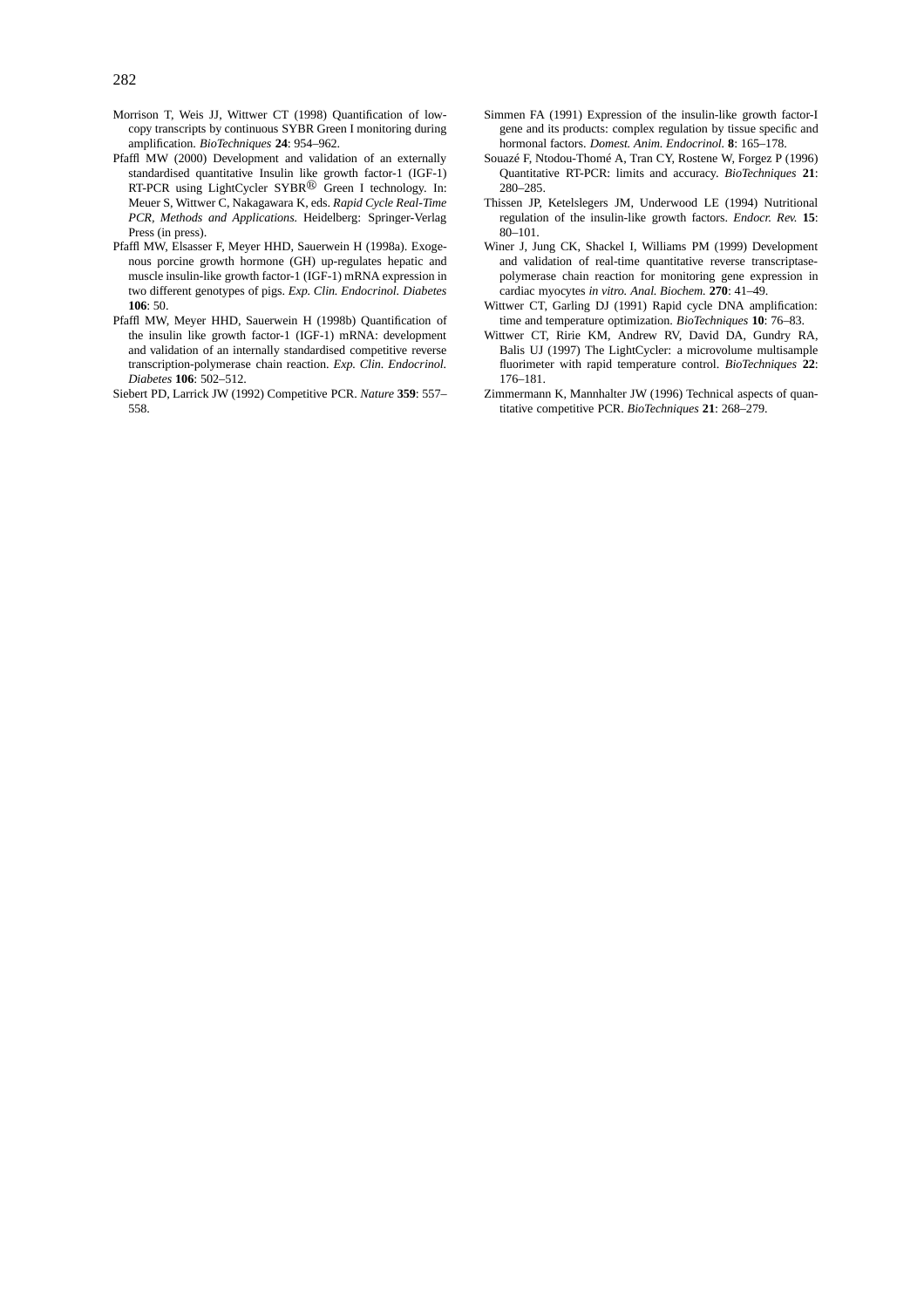Morrison T, Weis JJ, Wittwer CT (1998) Quantification of low-copy transcripts by continuous SYBR Green I monitoring during amplification. *BioTechniques* **24**: 954–962.

Pfaffl MW (2000) Development and validation of an externally standardised quantitative Insulin like growth factor-1 (IGF-1) RT-PCR using LightCycler SYBR® Green I technology. In: Meuer S, Wittwer C, Nakagawara K, eds. *Rapid Cycle Real-Time PCR, Methods and Applications.* Heidelberg: Springer-Verlag Press (in press).

Pfaffl MW, Elsasser F, Meyer HHD, Sauerwein H (1998a). Exogenous porcine growth hormone (GH) up-regulates hepatic and muscle insulin-like growth factor-1 (IGF-1) mRNA expression in two different genotypes of pigs. *Exp. Clin. Endocrinol. Diabetes* **106**: 50.

Pfaffl MW, Meyer HHD, Sauerwein H (1998b) Quantification of the insulin like growth factor-1 (IGF-1) mRNA: development and validation of an internally standardised competitive reverse transcription-polymerase chain reaction. *Exp. Clin. Endocrinol. Diabetes* **106**: 502–512.

Siebert PD, Larrick JW (1992) Competitive PCR. *Nature* **359**: 557–558.

Simmen FA (1991) Expression of the insulin-like growth factor-I gene and its products: complex regulation by tissue specific and hormonal factors. *Domest. Anim. Endocrinol.* **8**: 165–178.

Souazé F, Ntodou-Thomé A, Tran CY, Rostene W, Forgez P (1996) Quantitative RT-PCR: limits and accuracy. *BioTechniques* **21**: 280–285.

Thissen JP, Ketelslegers JM, Underwood LE (1994) Nutritional regulation of the insulin-like growth factors. *Endocr. Rev.* **15**: 80–101.

Winer J, Jung CK, Shackel I, Williams PM (1999) Development and validation of real-time quantitative reverse transcriptase-polymerase chain reaction for monitoring gene expression in cardiac myocytes *in vitro. Anal. Biochem.* **270**: 41–49.

Wittwer CT, Garling DJ (1991) Rapid cycle DNA amplification: time and temperature optimization. *BioTechniques* **10**: 76–83.

Wittwer CT, Ririe KM, Andrew RV, David DA, Gundry RA, Balis UJ (1997) The LightCycler: a microvolume multisample fluorimeter with rapid temperature control. *BioTechniques* **22**: 176–181.

Zimmermann K, Mannhalter JW (1996) Technical aspects of quantitative competitive PCR. *BioTechniques* **21**: 268–279.